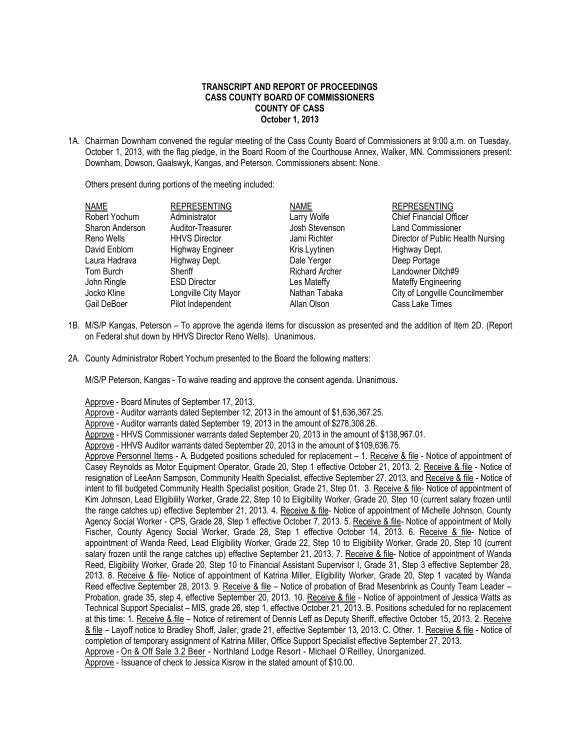**TRANSCRIPT AND REPORT OF PROCEEDINGS**
**CASS COUNTY BOARD OF COMMISSIONERS**
**COUNTY OF CASS**
**October 1, 2013**

1A. Chairman Downham convened the regular meeting of the Cass County Board of Commissioners at 9:00 a.m. on Tuesday, October 1, 2013, with the flag pledge, in the Board Room of the Courthouse Annex, Walker, MN. Commissioners present: Downham, Dowson, Gaalswyk, Kangas, and Peterson. Commissioners absent: None.

Others present during portions of the meeting included:

| NAME | REPRESENTING | NAME | REPRESENTING |
|---|---|---|---|
| Robert Yochum | Administrator | Larry Wolfe | Chief Financial Officer |
| Sharon Anderson | Auditor-Treasurer | Josh Stevenson | Land Commissioner |
| Reno Wells | HHVS Director | Jami Richter | Director of Public Health Nursing |
| David Enblom | Highway Engineer | Kris Lyytinen | Highway Dept. |
| Laura Hadrava | Highway Dept. | Dale Yerger | Deep Portage |
| Tom Burch | Sheriff | Richard Archer | Landowner Ditch#9 |
| John Ringle | ESD Director | Les Mateffy | Mateffy Engineering |
| Jocko Kline | Longville City Mayor | Nathan Tabaka | City of Longville Councilmember |
| Gail DeBoer | Pilot Independent | Allan Olson | Cass Lake Times |

1B. M/S/P Kangas, Peterson – To approve the agenda items for discussion as presented and the addition of Item 2D. (Report on Federal shut down by HHVS Director Reno Wells). Unanimous.

2A. County Administrator Robert Yochum presented to the Board the following matters:

M/S/P Peterson, Kangas - To waive reading and approve the consent agenda. Unanimous.

Approve - Board Minutes of September 17, 2013.
Approve - Auditor warrants dated September 12, 2013 in the amount of $1,636,367.25.
Approve - Auditor warrants dated September 19, 2013 in the amount of $278,308.26.
Approve - HHVS Commissioner warrants dated September 20, 2013 in the amount of $138,967.01.
Approve - HHVS Auditor warrants dated September 20, 2013 in the amount of $109,636.75.
Approve Personnel Items - A. Budgeted positions scheduled for replacement – 1. Receive & file - Notice of appointment of Casey Reynolds as Motor Equipment Operator, Grade 20, Step 1 effective October 21, 2013. 2. Receive & file - Notice of resignation of LeeAnn Sampson, Community Health Specialist, effective September 27, 2013, and Receive & file - Notice of intent to fill budgeted Community Health Specialist position, Grade 21, Step 01. 3. Receive & file- Notice of appointment of Kim Johnson, Lead Eligibility Worker, Grade 22, Step 10 to Eligibility Worker, Grade 20, Step 10 (current salary frozen until the range catches up) effective September 21, 2013. 4. Receive & file- Notice of appointment of Michelle Johnson, County Agency Social Worker - CPS, Grade 28, Step 1 effective October 7, 2013. 5. Receive & file- Notice of appointment of Molly Fischer, County Agency Social Worker, Grade 28, Step 1 effective October 14, 2013. 6. Receive & file- Notice of appointment of Wanda Reed, Lead Eligibility Worker, Grade 22, Step 10 to Eligibility Worker, Grade 20, Step 10 (current salary frozen until the range catches up) effective September 21, 2013. 7. Receive & file- Notice of appointment of Wanda Reed, Eligibility Worker, Grade 20, Step 10 to Financial Assistant Supervisor I, Grade 31, Step 3 effective September 28, 2013. 8. Receive & file- Notice of appointment of Katrina Miller, Eligibility Worker, Grade 20, Step 1 vacated by Wanda Reed effective September 28, 2013. 9. Receive & file – Notice of probation of Brad Mesenbrink as County Team Leader – Probation, grade 35, step 4, effective September 20, 2013. 10. Receive & file - Notice of appointment of Jessica Watts as Technical Support Specialist – MIS, grade 26, step 1, effective October 21, 2013. B. Positions scheduled for no replacement at this time: 1. Receive & file – Notice of retirement of Dennis Leff as Deputy Sheriff, effective October 15, 2013. 2. Receive & file – Layoff notice to Bradley Shoff, Jailer, grade 21, effective September 13, 2013. C. Other. 1. Receive & file - Notice of completion of temporary assignment of Katrina Miller, Office Support Specialist effective September 27, 2013.
Approve - On & Off Sale 3.2 Beer - Northland Lodge Resort - Michael O'Reilley, Unorganized.
Approve - Issuance of check to Jessica Kisrow in the stated amount of $10.00.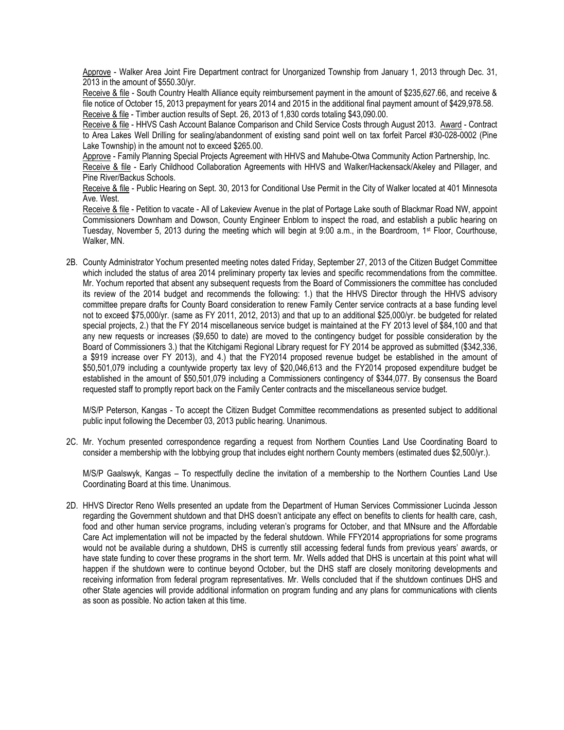Approve - Walker Area Joint Fire Department contract for Unorganized Township from January 1, 2013 through Dec. 31, 2013 in the amount of $550.30/yr.

Receive & file - South Country Health Alliance equity reimbursement payment in the amount of $235,627.66, and receive & file notice of October 15, 2013 prepayment for years 2014 and 2015 in the additional final payment amount of $429,978.58.

Receive & file - Timber auction results of Sept. 26, 2013 of 1,830 cords totaling $43,090.00.

Receive & file - HHVS Cash Account Balance Comparison and Child Service Costs through August 2013. Award - Contract to Area Lakes Well Drilling for sealing/abandonment of existing sand point well on tax forfeit Parcel #30-028-0002 (Pine Lake Township) in the amount not to exceed $265.00.

Approve - Family Planning Special Projects Agreement with HHVS and Mahube-Otwa Community Action Partnership, Inc.

Receive & file - Early Childhood Collaboration Agreements with HHVS and Walker/Hackensack/Akeley and Pillager, and Pine River/Backus Schools.

Receive & file - Public Hearing on Sept. 30, 2013 for Conditional Use Permit in the City of Walker located at 401 Minnesota Ave. West.

Receive & file - Petition to vacate - All of Lakeview Avenue in the plat of Portage Lake south of Blackmar Road NW, appoint Commissioners Downham and Dowson, County Engineer Enblom to inspect the road, and establish a public hearing on Tuesday, November 5, 2013 during the meeting which will begin at 9:00 a.m., in the Boardroom, 1st Floor, Courthouse, Walker, MN.

2B. County Administrator Yochum presented meeting notes dated Friday, September 27, 2013 of the Citizen Budget Committee which included the status of area 2014 preliminary property tax levies and specific recommendations from the committee. Mr. Yochum reported that absent any subsequent requests from the Board of Commissioners the committee has concluded its review of the 2014 budget and recommends the following: 1.) that the HHVS Director through the HHVS advisory committee prepare drafts for County Board consideration to renew Family Center service contracts at a base funding level not to exceed $75,000/yr. (same as FY 2011, 2012, 2013) and that up to an additional $25,000/yr. be budgeted for related special projects, 2.) that the FY 2014 miscellaneous service budget is maintained at the FY 2013 level of $84,100 and that any new requests or increases ($9,650 to date) are moved to the contingency budget for possible consideration by the Board of Commissioners 3.) that the Kitchigami Regional Library request for FY 2014 be approved as submitted ($342,336, a $919 increase over FY 2013), and 4.) that the FY2014 proposed revenue budget be established in the amount of $50,501,079 including a countywide property tax levy of $20,046,613 and the FY2014 proposed expenditure budget be established in the amount of $50,501,079 including a Commissioners contingency of $344,077. By consensus the Board requested staff to promptly report back on the Family Center contracts and the miscellaneous service budget.

M/S/P Peterson, Kangas - To accept the Citizen Budget Committee recommendations as presented subject to additional public input following the December 03, 2013 public hearing. Unanimous.

2C. Mr. Yochum presented correspondence regarding a request from Northern Counties Land Use Coordinating Board to consider a membership with the lobbying group that includes eight northern County members (estimated dues $2,500/yr.).

M/S/P Gaalswyk, Kangas – To respectfully decline the invitation of a membership to the Northern Counties Land Use Coordinating Board at this time. Unanimous.

2D. HHVS Director Reno Wells presented an update from the Department of Human Services Commissioner Lucinda Jesson regarding the Government shutdown and that DHS doesn't anticipate any effect on benefits to clients for health care, cash, food and other human service programs, including veteran's programs for October, and that MNsure and the Affordable Care Act implementation will not be impacted by the federal shutdown. While FFY2014 appropriations for some programs would not be available during a shutdown, DHS is currently still accessing federal funds from previous years' awards, or have state funding to cover these programs in the short term. Mr. Wells added that DHS is uncertain at this point what will happen if the shutdown were to continue beyond October, but the DHS staff are closely monitoring developments and receiving information from federal program representatives. Mr. Wells concluded that if the shutdown continues DHS and other State agencies will provide additional information on program funding and any plans for communications with clients as soon as possible. No action taken at this time.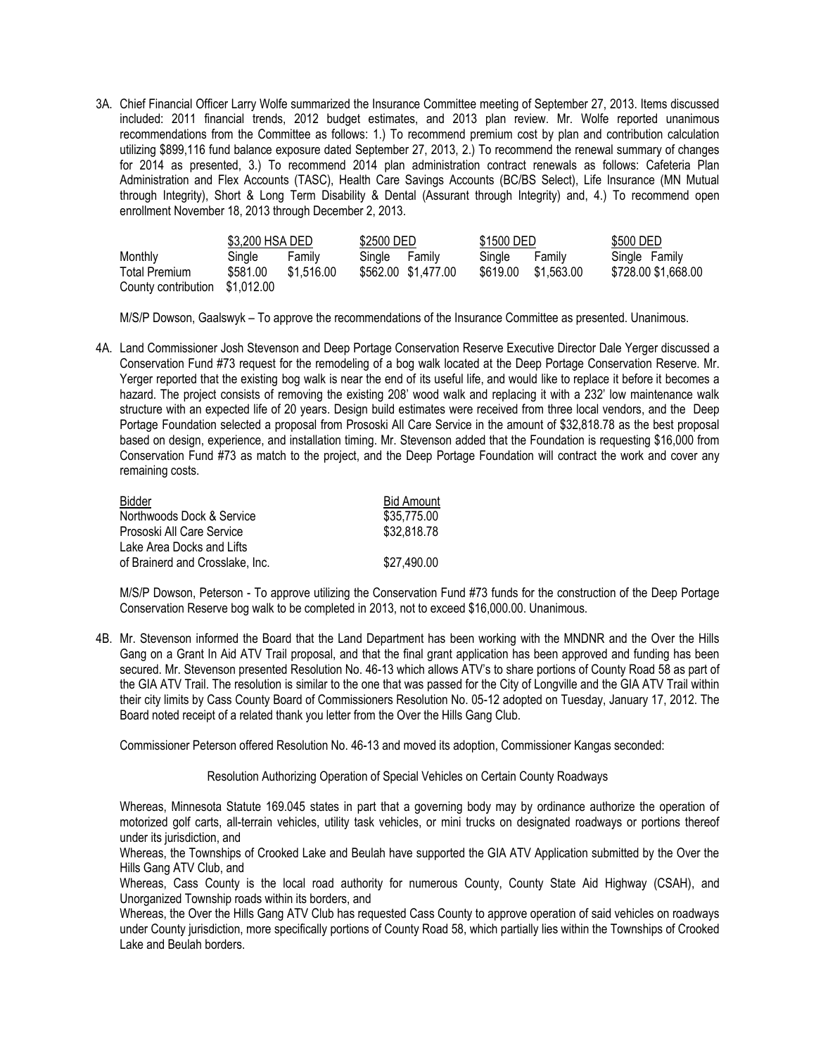3A. Chief Financial Officer Larry Wolfe summarized the Insurance Committee meeting of September 27, 2013. Items discussed included: 2011 financial trends, 2012 budget estimates, and 2013 plan review. Mr. Wolfe reported unanimous recommendations from the Committee as follows: 1.) To recommend premium cost by plan and contribution calculation utilizing $899,116 fund balance exposure dated September 27, 2013, 2.) To recommend the renewal summary of changes for 2014 as presented, 3.) To recommend 2014 plan administration contract renewals as follows: Cafeteria Plan Administration and Flex Accounts (TASC), Health Care Savings Accounts (BC/BS Select), Life Insurance (MN Mutual through Integrity), Short & Long Term Disability & Dental (Assurant through Integrity) and, 4.) To recommend open enrollment November 18, 2013 through December 2, 2013.

| | $3,200 HSA DED | | $2500 DED | | $1500 DED | | $500 DED | |
|---|---|---|---|---|---|---|---|---|
| Monthly | Single | Family | Single | Family | Single | Family | Single | Family |
| Total Premium | $581.00 | $1,516.00 | $562.00 | $1,477.00 | $619.00 | $1,563.00 | $728.00 | $1,668.00 |
| County contribution | $1,012.00 | | | | | | | |

M/S/P Dowson, Gaalswyk – To approve the recommendations of the Insurance Committee as presented. Unanimous.

4A. Land Commissioner Josh Stevenson and Deep Portage Conservation Reserve Executive Director Dale Yerger discussed a Conservation Fund #73 request for the remodeling of a bog walk located at the Deep Portage Conservation Reserve. Mr. Yerger reported that the existing bog walk is near the end of its useful life, and would like to replace it before it becomes a hazard. The project consists of removing the existing 208' wood walk and replacing it with a 232' low maintenance walk structure with an expected life of 20 years. Design build estimates were received from three local vendors, and the Deep Portage Foundation selected a proposal from Prososki All Care Service in the amount of $32,818.78 as the best proposal based on design, experience, and installation timing. Mr. Stevenson added that the Foundation is requesting $16,000 from Conservation Fund #73 as match to the project, and the Deep Portage Foundation will contract the work and cover any remaining costs.

| Bidder | Bid Amount |
|---|---|
| Northwoods Dock & Service | $35,775.00 |
| Prososki All Care Service | $32,818.78 |
| Lake Area Docks and Lifts of Brainerd and Crosslake, Inc. | $27,490.00 |

M/S/P Dowson, Peterson - To approve utilizing the Conservation Fund #73 funds for the construction of the Deep Portage Conservation Reserve bog walk to be completed in 2013, not to exceed $16,000.00. Unanimous.

4B. Mr. Stevenson informed the Board that the Land Department has been working with the MNDNR and the Over the Hills Gang on a Grant In Aid ATV Trail proposal, and that the final grant application has been approved and funding has been secured. Mr. Stevenson presented Resolution No. 46-13 which allows ATV's to share portions of County Road 58 as part of the GIA ATV Trail. The resolution is similar to the one that was passed for the City of Longville and the GIA ATV Trail within their city limits by Cass County Board of Commissioners Resolution No. 05-12 adopted on Tuesday, January 17, 2012. The Board noted receipt of a related thank you letter from the Over the Hills Gang Club.

Commissioner Peterson offered Resolution No. 46-13 and moved its adoption, Commissioner Kangas seconded:

Resolution Authorizing Operation of Special Vehicles on Certain County Roadways

Whereas, Minnesota Statute 169.045 states in part that a governing body may by ordinance authorize the operation of motorized golf carts, all-terrain vehicles, utility task vehicles, or mini trucks on designated roadways or portions thereof under its jurisdiction, and

Whereas, the Townships of Crooked Lake and Beulah have supported the GIA ATV Application submitted by the Over the Hills Gang ATV Club, and

Whereas, Cass County is the local road authority for numerous County, County State Aid Highway (CSAH), and Unorganized Township roads within its borders, and

Whereas, the Over the Hills Gang ATV Club has requested Cass County to approve operation of said vehicles on roadways under County jurisdiction, more specifically portions of County Road 58, which partially lies within the Townships of Crooked Lake and Beulah borders.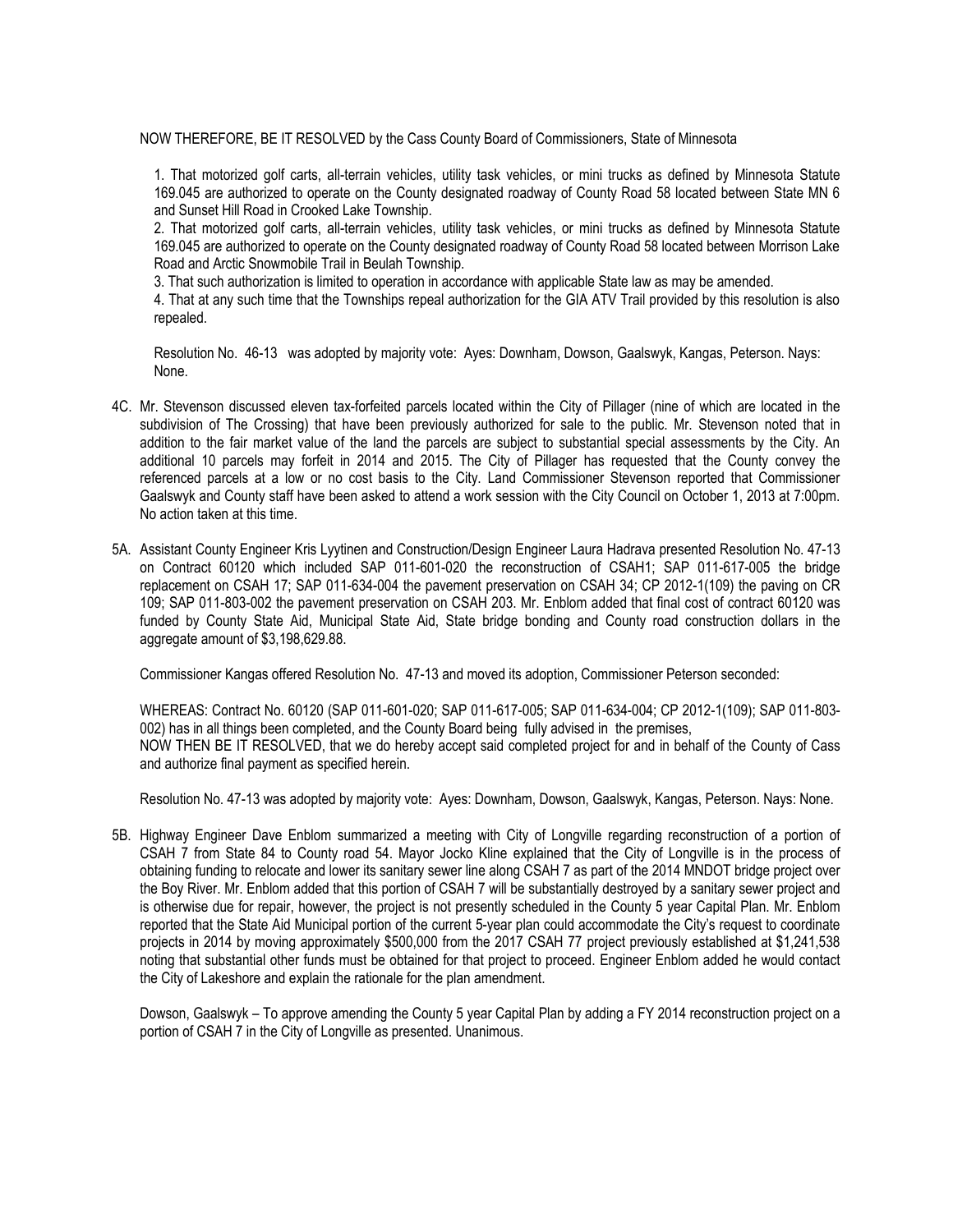NOW THEREFORE, BE IT RESOLVED by the Cass County Board of Commissioners, State of Minnesota

1. That motorized golf carts, all-terrain vehicles, utility task vehicles, or mini trucks as defined by Minnesota Statute 169.045 are authorized to operate on the County designated roadway of County Road 58 located between State MN 6 and Sunset Hill Road in Crooked Lake Township.
2. That motorized golf carts, all-terrain vehicles, utility task vehicles, or mini trucks as defined by Minnesota Statute 169.045 are authorized to operate on the County designated roadway of County Road 58 located between Morrison Lake Road and Arctic Snowmobile Trail in Beulah Township.
3. That such authorization is limited to operation in accordance with applicable State law as may be amended.
4. That at any such time that the Townships repeal authorization for the GIA ATV Trail provided by this resolution is also repealed.

Resolution No. 46-13 was adopted by majority vote: Ayes: Downham, Dowson, Gaalswyk, Kangas, Peterson. Nays: None.

4C. Mr. Stevenson discussed eleven tax-forfeited parcels located within the City of Pillager (nine of which are located in the subdivision of The Crossing) that have been previously authorized for sale to the public. Mr. Stevenson noted that in addition to the fair market value of the land the parcels are subject to substantial special assessments by the City. An additional 10 parcels may forfeit in 2014 and 2015. The City of Pillager has requested that the County convey the referenced parcels at a low or no cost basis to the City. Land Commissioner Stevenson reported that Commissioner Gaalswyk and County staff have been asked to attend a work session with the City Council on October 1, 2013 at 7:00pm. No action taken at this time.

5A. Assistant County Engineer Kris Lyytinen and Construction/Design Engineer Laura Hadrava presented Resolution No. 47-13 on Contract 60120 which included SAP 011-601-020 the reconstruction of CSAH1; SAP 011-617-005 the bridge replacement on CSAH 17; SAP 011-634-004 the pavement preservation on CSAH 34; CP 2012-1(109) the paving on CR 109; SAP 011-803-002 the pavement preservation on CSAH 203. Mr. Enblom added that final cost of contract 60120 was funded by County State Aid, Municipal State Aid, State bridge bonding and County road construction dollars in the aggregate amount of $3,198,629.88.

Commissioner Kangas offered Resolution No. 47-13 and moved its adoption, Commissioner Peterson seconded:

WHEREAS: Contract No. 60120 (SAP 011-601-020; SAP 011-617-005; SAP 011-634-004; CP 2012-1(109); SAP 011-803-002) has in all things been completed, and the County Board being fully advised in the premises,
NOW THEN BE IT RESOLVED, that we do hereby accept said completed project for and in behalf of the County of Cass and authorize final payment as specified herein.

Resolution No. 47-13 was adopted by majority vote: Ayes: Downham, Dowson, Gaalswyk, Kangas, Peterson. Nays: None.

5B. Highway Engineer Dave Enblom summarized a meeting with City of Longville regarding reconstruction of a portion of CSAH 7 from State 84 to County road 54. Mayor Jocko Kline explained that the City of Longville is in the process of obtaining funding to relocate and lower its sanitary sewer line along CSAH 7 as part of the 2014 MNDOT bridge project over the Boy River. Mr. Enblom added that this portion of CSAH 7 will be substantially destroyed by a sanitary sewer project and is otherwise due for repair, however, the project is not presently scheduled in the County 5 year Capital Plan. Mr. Enblom reported that the State Aid Municipal portion of the current 5-year plan could accommodate the City's request to coordinate projects in 2014 by moving approximately $500,000 from the 2017 CSAH 77 project previously established at $1,241,538 noting that substantial other funds must be obtained for that project to proceed. Engineer Enblom added he would contact the City of Lakeshore and explain the rationale for the plan amendment.

Dowson, Gaalswyk – To approve amending the County 5 year Capital Plan by adding a FY 2014 reconstruction project on a portion of CSAH 7 in the City of Longville as presented. Unanimous.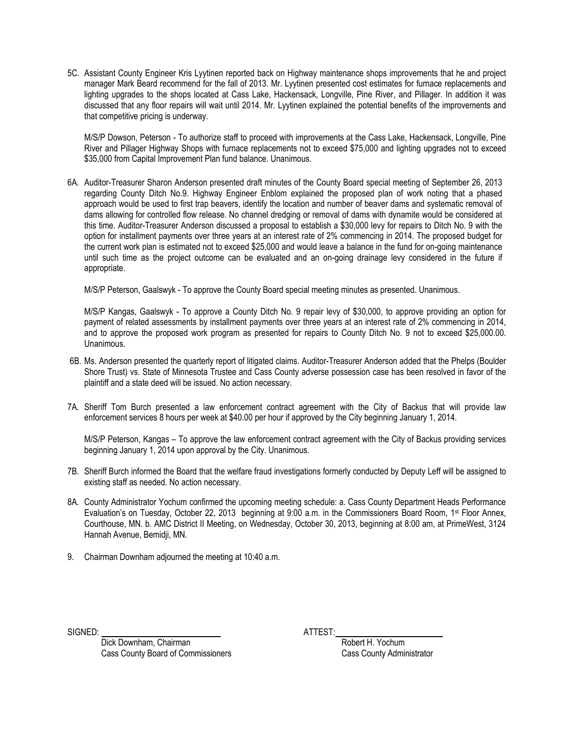5C. Assistant County Engineer Kris Lyytinen reported back on Highway maintenance shops improvements that he and project manager Mark Beard recommend for the fall of 2013. Mr. Lyytinen presented cost estimates for furnace replacements and lighting upgrades to the shops located at Cass Lake, Hackensack, Longville, Pine River, and Pillager. In addition it was discussed that any floor repairs will wait until 2014. Mr. Lyytinen explained the potential benefits of the improvements and that competitive pricing is underway.

M/S/P Dowson, Peterson - To authorize staff to proceed with improvements at the Cass Lake, Hackensack, Longville, Pine River and Pillager Highway Shops with furnace replacements not to exceed $75,000 and lighting upgrades not to exceed $35,000 from Capital Improvement Plan fund balance. Unanimous.

6A. Auditor-Treasurer Sharon Anderson presented draft minutes of the County Board special meeting of September 26, 2013 regarding County Ditch No.9. Highway Engineer Enblom explained the proposed plan of work noting that a phased approach would be used to first trap beavers, identify the location and number of beaver dams and systematic removal of dams allowing for controlled flow release. No channel dredging or removal of dams with dynamite would be considered at this time. Auditor-Treasurer Anderson discussed a proposal to establish a $30,000 levy for repairs to Ditch No. 9 with the option for installment payments over three years at an interest rate of 2% commencing in 2014. The proposed budget for the current work plan is estimated not to exceed $25,000 and would leave a balance in the fund for on-going maintenance until such time as the project outcome can be evaluated and an on-going drainage levy considered in the future if appropriate.

M/S/P Peterson, Gaalswyk - To approve the County Board special meeting minutes as presented. Unanimous.

M/S/P Kangas, Gaalswyk - To approve a County Ditch No. 9 repair levy of $30,000, to approve providing an option for payment of related assessments by installment payments over three years at an interest rate of 2% commencing in 2014, and to approve the proposed work program as presented for repairs to County Ditch No. 9 not to exceed $25,000.00. Unanimous.

6B. Ms. Anderson presented the quarterly report of litigated claims. Auditor-Treasurer Anderson added that the Phelps (Boulder Shore Trust) vs. State of Minnesota Trustee and Cass County adverse possession case has been resolved in favor of the plaintiff and a state deed will be issued. No action necessary.

7A. Sheriff Tom Burch presented a law enforcement contract agreement with the City of Backus that will provide law enforcement services 8 hours per week at $40.00 per hour if approved by the City beginning January 1, 2014.

M/S/P Peterson, Kangas – To approve the law enforcement contract agreement with the City of Backus providing services beginning January 1, 2014 upon approval by the City. Unanimous.

7B. Sheriff Burch informed the Board that the welfare fraud investigations formerly conducted by Deputy Leff will be assigned to existing staff as needed. No action necessary.

8A. County Administrator Yochum confirmed the upcoming meeting schedule: a. Cass County Department Heads Performance Evaluation's on Tuesday, October 22, 2013 beginning at 9:00 a.m. in the Commissioners Board Room, 1st Floor Annex, Courthouse, MN. b. AMC District II Meeting, on Wednesday, October 30, 2013, beginning at 8:00 am, at PrimeWest, 3124 Hannah Avenue, Bemidji, MN.

9. Chairman Downham adjourned the meeting at 10:40 a.m.

SIGNED: ____________________________

Dick Downham, Chairman
Cass County Board of Commissioners

ATTEST: ____________________________

Robert H. Yochum
Cass County Administrator